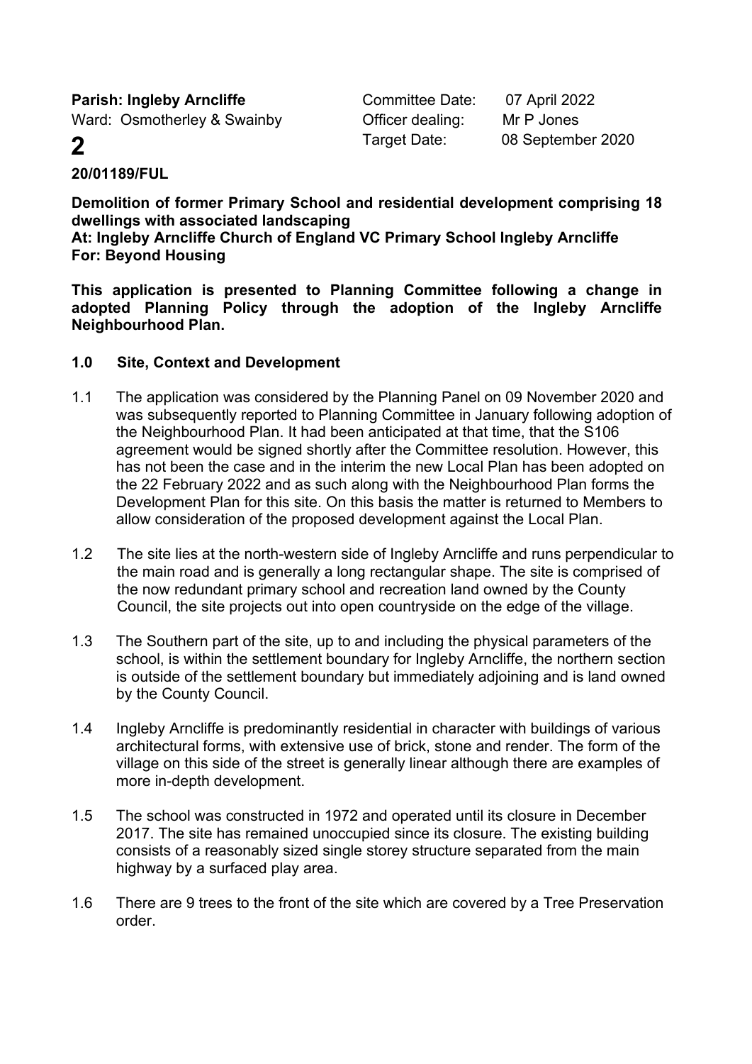**Parish: Ingleby Arncliffe**
Ward: Osmotherley & Swainby

Committee Date: 07 April 2022
Officer dealing: Mr P Jones
Target Date: 08 September 2020

# 2

**20/01189/FUL**

**Demolition of former Primary School and residential development comprising 18 dwellings with associated landscaping**
**At: Ingleby Arncliffe Church of England VC Primary School Ingleby Arncliffe**
**For: Beyond Housing**

**This application is presented to Planning Committee following a change in adopted Planning Policy through the adoption of the Ingleby Arncliffe Neighbourhood Plan.**

## 1.0 Site, Context and Development

1.1 The application was considered by the Planning Panel on 09 November 2020 and was subsequently reported to Planning Committee in January following adoption of the Neighbourhood Plan. It had been anticipated at that time, that the S106 agreement would be signed shortly after the Committee resolution. However, this has not been the case and in the interim the new Local Plan has been adopted on the 22 February 2022 and as such along with the Neighbourhood Plan forms the Development Plan for this site. On this basis the matter is returned to Members to allow consideration of the proposed development against the Local Plan.

1.2 The site lies at the north-western side of Ingleby Arncliffe and runs perpendicular to the main road and is generally a long rectangular shape. The site is comprised of the now redundant primary school and recreation land owned by the County Council, the site projects out into open countryside on the edge of the village.

1.3 The Southern part of the site, up to and including the physical parameters of the school, is within the settlement boundary for Ingleby Arncliffe, the northern section is outside of the settlement boundary but immediately adjoining and is land owned by the County Council.

1.4 Ingleby Arncliffe is predominantly residential in character with buildings of various architectural forms, with extensive use of brick, stone and render. The form of the village on this side of the street is generally linear although there are examples of more in-depth development.

1.5 The school was constructed in 1972 and operated until its closure in December 2017. The site has remained unoccupied since its closure. The existing building consists of a reasonably sized single storey structure separated from the main highway by a surfaced play area.

1.6 There are 9 trees to the front of the site which are covered by a Tree Preservation order.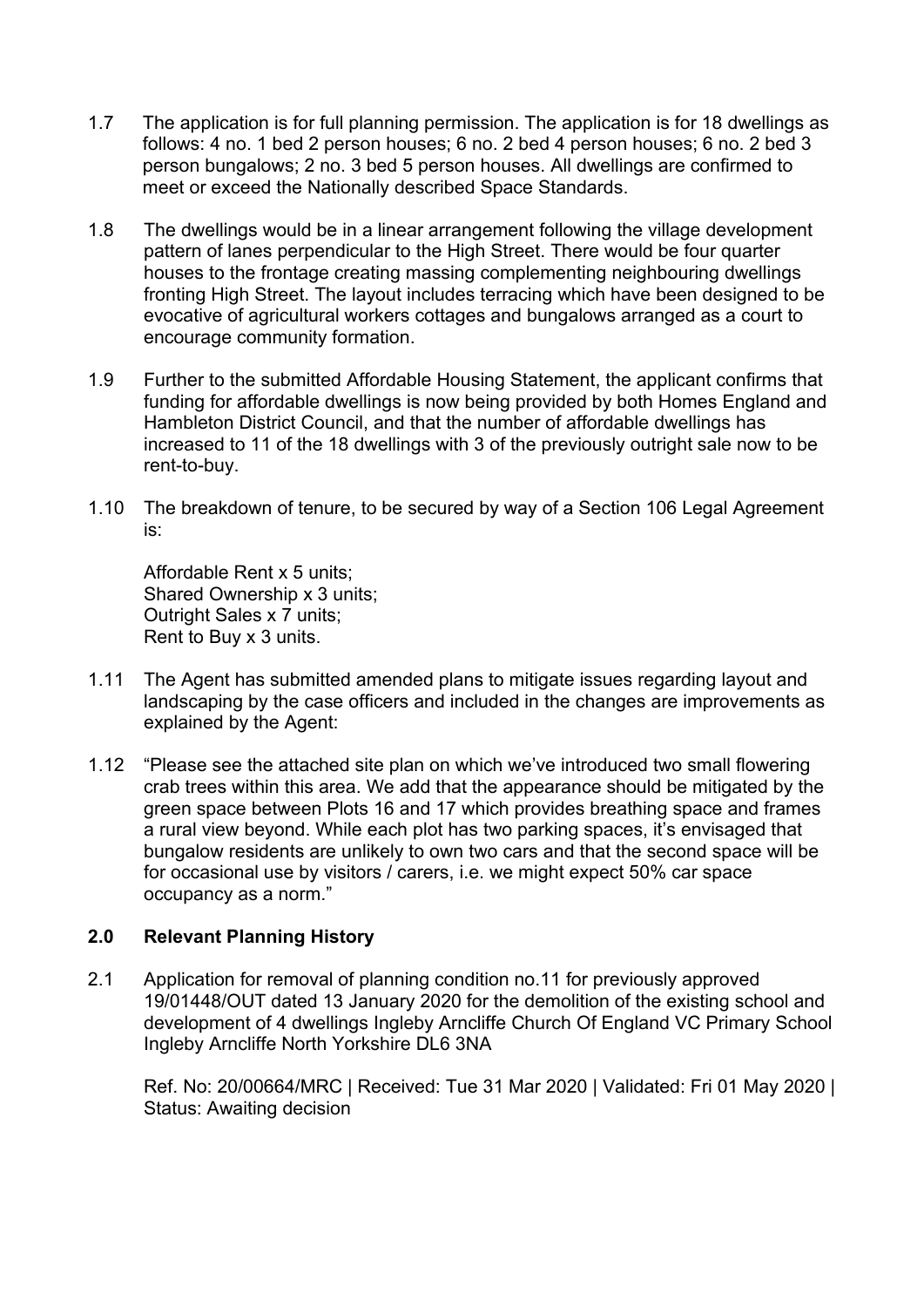1.7 The application is for full planning permission. The application is for 18 dwellings as follows: 4 no. 1 bed 2 person houses; 6 no. 2 bed 4 person houses; 6 no. 2 bed 3 person bungalows; 2 no. 3 bed 5 person houses. All dwellings are confirmed to meet or exceed the Nationally described Space Standards.

1.8 The dwellings would be in a linear arrangement following the village development pattern of lanes perpendicular to the High Street. There would be four quarter houses to the frontage creating massing complementing neighbouring dwellings fronting High Street. The layout includes terracing which have been designed to be evocative of agricultural workers cottages and bungalows arranged as a court to encourage community formation.

1.9 Further to the submitted Affordable Housing Statement, the applicant confirms that funding for affordable dwellings is now being provided by both Homes England and Hambleton District Council, and that the number of affordable dwellings has increased to 11 of the 18 dwellings with 3 of the previously outright sale now to be rent-to-buy.

1.10 The breakdown of tenure, to be secured by way of a Section 106 Legal Agreement is:

Affordable Rent x 5 units;
Shared Ownership x 3 units;
Outright Sales x 7 units;
Rent to Buy x 3 units.

1.11 The Agent has submitted amended plans to mitigate issues regarding layout and landscaping by the case officers and included in the changes are improvements as explained by the Agent:

1.12 "Please see the attached site plan on which we've introduced two small flowering crab trees within this area. We add that the appearance should be mitigated by the green space between Plots 16 and 17 which provides breathing space and frames a rural view beyond. While each plot has two parking spaces, it's envisaged that bungalow residents are unlikely to own two cars and that the second space will be for occasional use by visitors / carers, i.e. we might expect 50% car space occupancy as a norm."

## 2.0 Relevant Planning History

2.1 Application for removal of planning condition no.11 for previously approved 19/01448/OUT dated 13 January 2020 for the demolition of the existing school and development of 4 dwellings Ingleby Arncliffe Church Of England VC Primary School Ingleby Arncliffe North Yorkshire DL6 3NA

Ref. No: 20/00664/MRC | Received: Tue 31 Mar 2020 | Validated: Fri 01 May 2020 | Status: Awaiting decision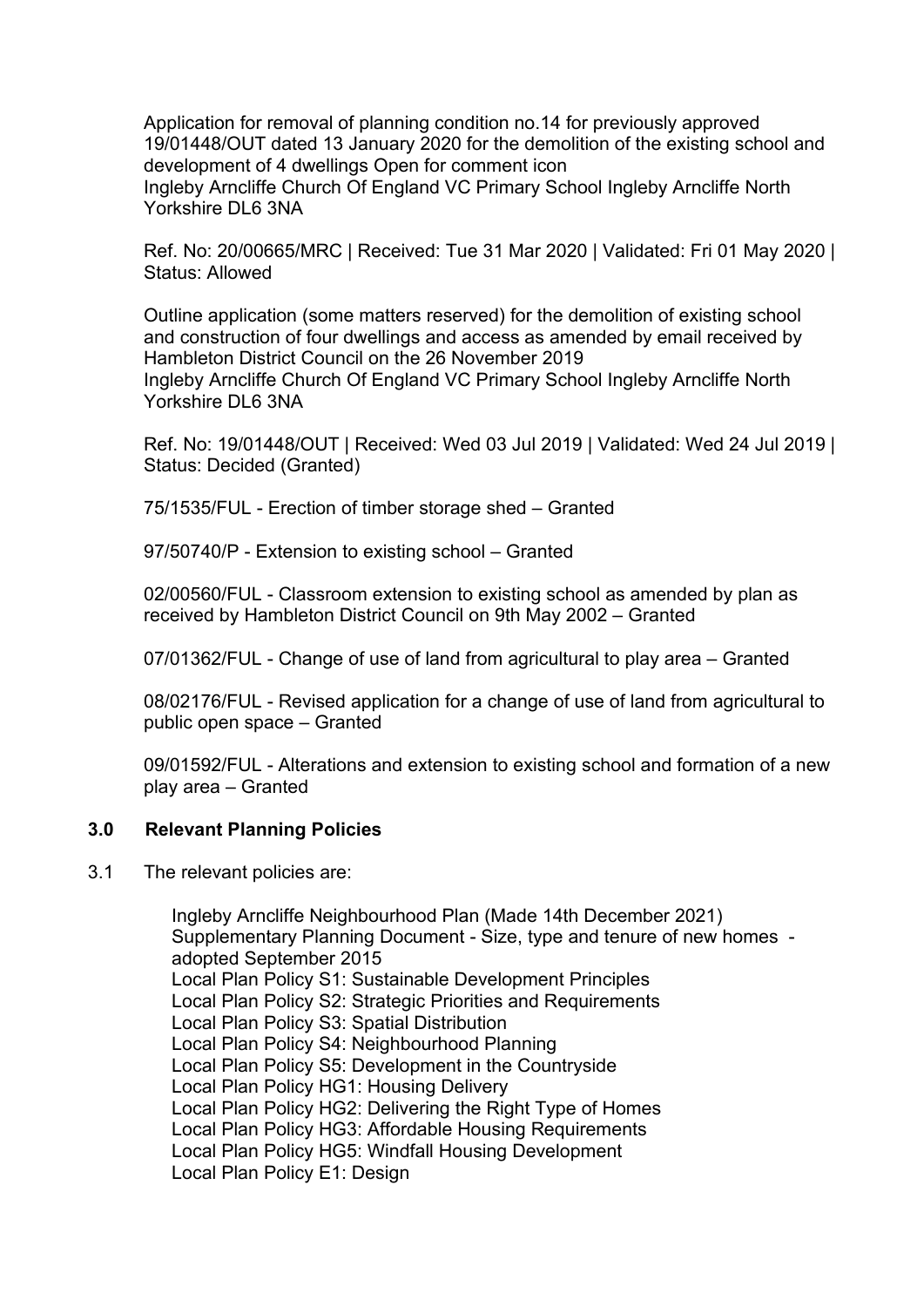Application for removal of planning condition no.14 for previously approved 19/01448/OUT dated 13 January 2020 for the demolition of the existing school and development of 4 dwellings Open for comment icon
Ingleby Arncliffe Church Of England VC Primary School Ingleby Arncliffe North Yorkshire DL6 3NA

Ref. No: 20/00665/MRC | Received: Tue 31 Mar 2020 | Validated: Fri 01 May 2020 | Status: Allowed

Outline application (some matters reserved) for the demolition of existing school and construction of four dwellings and access as amended by email received by Hambleton District Council on the 26 November 2019
Ingleby Arncliffe Church Of England VC Primary School Ingleby Arncliffe North Yorkshire DL6 3NA

Ref. No: 19/01448/OUT | Received: Wed 03 Jul 2019 | Validated: Wed 24 Jul 2019 | Status: Decided (Granted)

75/1535/FUL - Erection of timber storage shed – Granted

97/50740/P - Extension to existing school – Granted

02/00560/FUL - Classroom extension to existing school as amended by plan as received by Hambleton District Council on 9th May 2002 – Granted

07/01362/FUL - Change of use of land from agricultural to play area – Granted

08/02176/FUL - Revised application for a change of use of land from agricultural to public open space – Granted

09/01592/FUL - Alterations and extension to existing school and formation of a new play area – Granted

## 3.0 Relevant Planning Policies

3.1 The relevant policies are:

Ingleby Arncliffe Neighbourhood Plan (Made 14th December 2021)
Supplementary Planning Document - Size, type and tenure of new homes - adopted September 2015
Local Plan Policy S1: Sustainable Development Principles
Local Plan Policy S2: Strategic Priorities and Requirements
Local Plan Policy S3: Spatial Distribution
Local Plan Policy S4: Neighbourhood Planning
Local Plan Policy S5: Development in the Countryside
Local Plan Policy HG1: Housing Delivery
Local Plan Policy HG2: Delivering the Right Type of Homes
Local Plan Policy HG3: Affordable Housing Requirements
Local Plan Policy HG5: Windfall Housing Development
Local Plan Policy E1: Design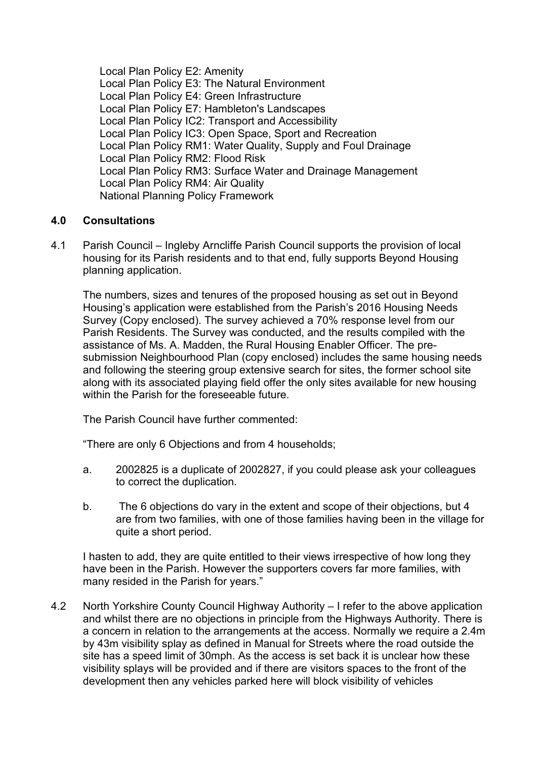Local Plan Policy E2: Amenity
Local Plan Policy E3: The Natural Environment
Local Plan Policy E4: Green Infrastructure
Local Plan Policy E7: Hambleton's Landscapes
Local Plan Policy IC2: Transport and Accessibility
Local Plan Policy IC3: Open Space, Sport and Recreation
Local Plan Policy RM1: Water Quality, Supply and Foul Drainage
Local Plan Policy RM2: Flood Risk
Local Plan Policy RM3: Surface Water and Drainage Management
Local Plan Policy RM4: Air Quality
National Planning Policy Framework

## 4.0 Consultations

4.1 Parish Council – Ingleby Arncliffe Parish Council supports the provision of local housing for its Parish residents and to that end, fully supports Beyond Housing planning application.

The numbers, sizes and tenures of the proposed housing as set out in Beyond Housing's application were established from the Parish's 2016 Housing Needs Survey (Copy enclosed). The survey achieved a 70% response level from our Parish Residents. The Survey was conducted, and the results compiled with the assistance of Ms. A. Madden, the Rural Housing Enabler Officer. The pre-submission Neighbourhood Plan (copy enclosed) includes the same housing needs and following the steering group extensive search for sites, the former school site along with its associated playing field offer the only sites available for new housing within the Parish for the foreseeable future.

The Parish Council have further commented:

"There are only 6 Objections and from 4 households;

a. 2002825 is a duplicate of 2002827, if you could please ask your colleagues to correct the duplication.

b. The 6 objections do vary in the extent and scope of their objections, but 4 are from two families, with one of those families having been in the village for quite a short period.

I hasten to add, they are quite entitled to their views irrespective of how long they have been in the Parish. However the supporters covers far more families, with many resided in the Parish for years."

4.2 North Yorkshire County Council Highway Authority – I refer to the above application and whilst there are no objections in principle from the Highways Authority. There is a concern in relation to the arrangements at the access. Normally we require a 2.4m by 43m visibility splay as defined in Manual for Streets where the road outside the site has a speed limit of 30mph. As the access is set back it is unclear how these visibility splays will be provided and if there are visitors spaces to the front of the development then any vehicles parked here will block visibility of vehicles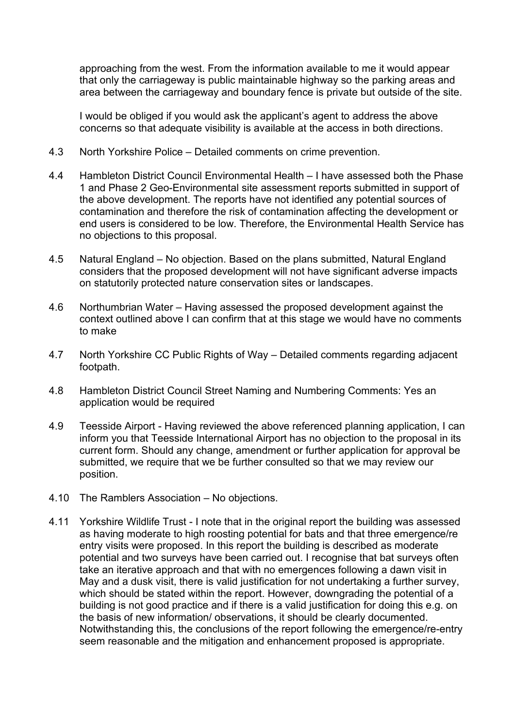approaching from the west. From the information available to me it would appear that only the carriageway is public maintainable highway so the parking areas and area between the carriageway and boundary fence is private but outside of the site.

I would be obliged if you would ask the applicant's agent to address the above concerns so that adequate visibility is available at the access in both directions.

4.3 North Yorkshire Police – Detailed comments on crime prevention.

4.4 Hambleton District Council Environmental Health – I have assessed both the Phase 1 and Phase 2 Geo-Environmental site assessment reports submitted in support of the above development. The reports have not identified any potential sources of contamination and therefore the risk of contamination affecting the development or end users is considered to be low. Therefore, the Environmental Health Service has no objections to this proposal.

4.5 Natural England – No objection. Based on the plans submitted, Natural England considers that the proposed development will not have significant adverse impacts on statutorily protected nature conservation sites or landscapes.

4.6 Northumbrian Water – Having assessed the proposed development against the context outlined above I can confirm that at this stage we would have no comments to make

4.7 North Yorkshire CC Public Rights of Way – Detailed comments regarding adjacent footpath.

4.8 Hambleton District Council Street Naming and Numbering Comments: Yes an application would be required

4.9 Teesside Airport - Having reviewed the above referenced planning application, I can inform you that Teesside International Airport has no objection to the proposal in its current form. Should any change, amendment or further application for approval be submitted, we require that we be further consulted so that we may review our position.

4.10 The Ramblers Association – No objections.

4.11 Yorkshire Wildlife Trust - I note that in the original report the building was assessed as having moderate to high roosting potential for bats and that three emergence/re entry visits were proposed. In this report the building is described as moderate potential and two surveys have been carried out. I recognise that bat surveys often take an iterative approach and that with no emergences following a dawn visit in May and a dusk visit, there is valid justification for not undertaking a further survey, which should be stated within the report. However, downgrading the potential of a building is not good practice and if there is a valid justification for doing this e.g. on the basis of new information/ observations, it should be clearly documented. Notwithstanding this, the conclusions of the report following the emergence/re-entry seem reasonable and the mitigation and enhancement proposed is appropriate.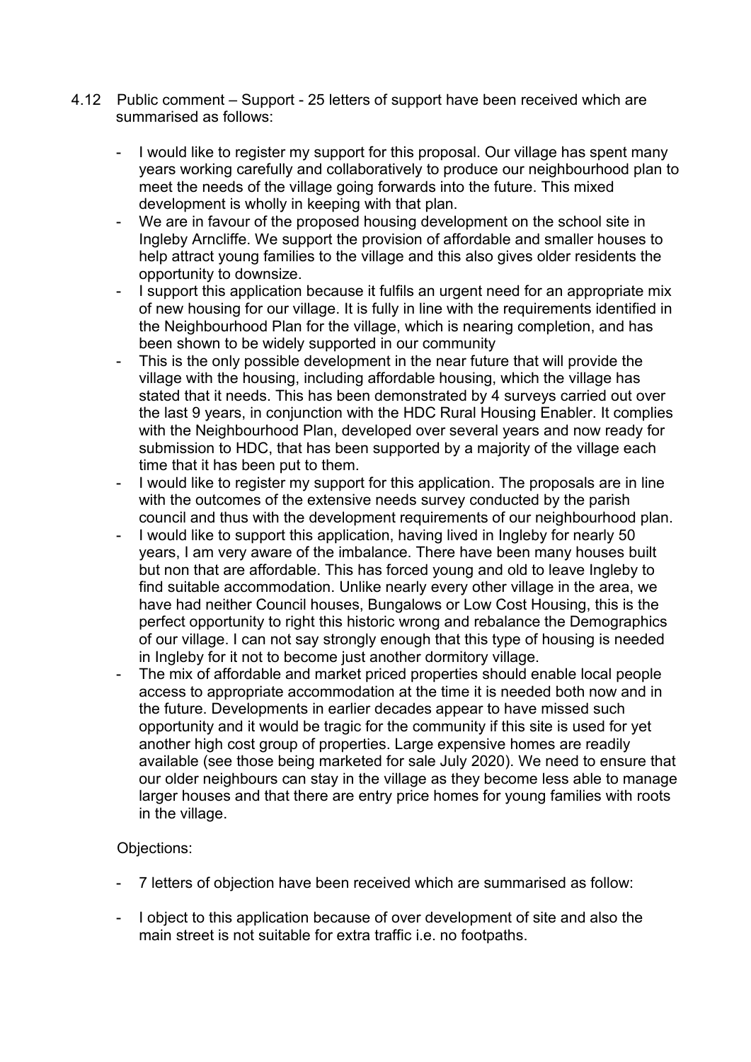4.12 Public comment – Support - 25 letters of support have been received which are summarised as follows:

- I would like to register my support for this proposal. Our village has spent many years working carefully and collaboratively to produce our neighbourhood plan to meet the needs of the village going forwards into the future. This mixed development is wholly in keeping with that plan.
- We are in favour of the proposed housing development on the school site in Ingleby Arncliffe. We support the provision of affordable and smaller houses to help attract young families to the village and this also gives older residents the opportunity to downsize.
- I support this application because it fulfils an urgent need for an appropriate mix of new housing for our village. It is fully in line with the requirements identified in the Neighbourhood Plan for the village, which is nearing completion, and has been shown to be widely supported in our community
- This is the only possible development in the near future that will provide the village with the housing, including affordable housing, which the village has stated that it needs. This has been demonstrated by 4 surveys carried out over the last 9 years, in conjunction with the HDC Rural Housing Enabler. It complies with the Neighbourhood Plan, developed over several years and now ready for submission to HDC, that has been supported by a majority of the village each time that it has been put to them.
- I would like to register my support for this application. The proposals are in line with the outcomes of the extensive needs survey conducted by the parish council and thus with the development requirements of our neighbourhood plan.
- I would like to support this application, having lived in Ingleby for nearly 50 years, I am very aware of the imbalance. There have been many houses built but non that are affordable. This has forced young and old to leave Ingleby to find suitable accommodation. Unlike nearly every other village in the area, we have had neither Council houses, Bungalows or Low Cost Housing, this is the perfect opportunity to right this historic wrong and rebalance the Demographics of our village. I can not say strongly enough that this type of housing is needed in Ingleby for it not to become just another dormitory village.
- The mix of affordable and market priced properties should enable local people access to appropriate accommodation at the time it is needed both now and in the future. Developments in earlier decades appear to have missed such opportunity and it would be tragic for the community if this site is used for yet another high cost group of properties. Large expensive homes are readily available (see those being marketed for sale July 2020). We need to ensure that our older neighbours can stay in the village as they become less able to manage larger houses and that there are entry price homes for young families with roots in the village.

Objections:

- 7 letters of objection have been received which are summarised as follow:

- I object to this application because of over development of site and also the main street is not suitable for extra traffic i.e. no footpaths.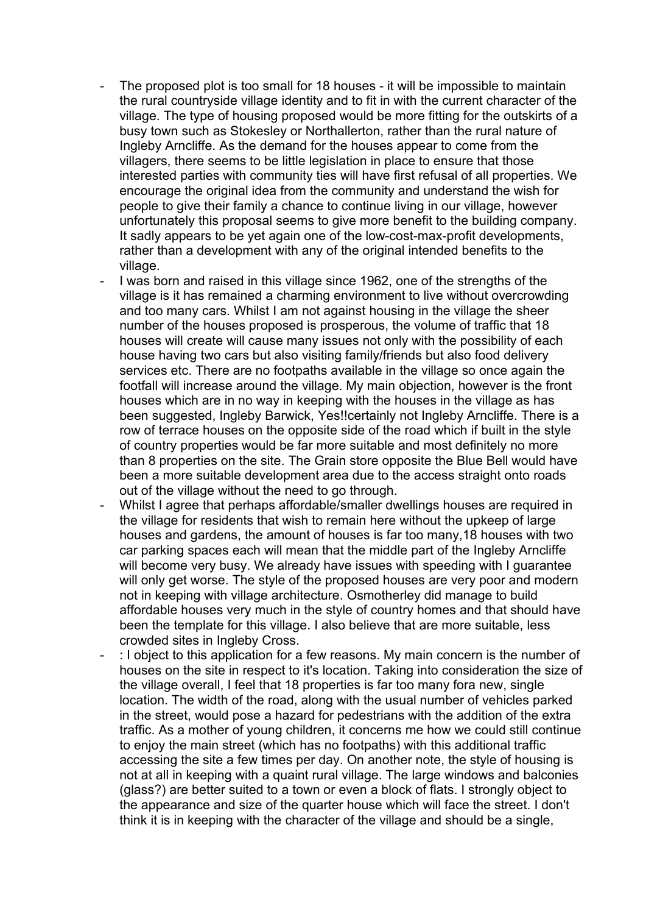- The proposed plot is too small for 18 houses - it will be impossible to maintain the rural countryside village identity and to fit in with the current character of the village. The type of housing proposed would be more fitting for the outskirts of a busy town such as Stokesley or Northallerton, rather than the rural nature of Ingleby Arncliffe. As the demand for the houses appear to come from the villagers, there seems to be little legislation in place to ensure that those interested parties with community ties will have first refusal of all properties. We encourage the original idea from the community and understand the wish for people to give their family a chance to continue living in our village, however unfortunately this proposal seems to give more benefit to the building company. It sadly appears to be yet again one of the low-cost-max-profit developments, rather than a development with any of the original intended benefits to the village.
- I was born and raised in this village since 1962, one of the strengths of the village is it has remained a charming environment to live without overcrowding and too many cars. Whilst I am not against housing in the village the sheer number of the houses proposed is prosperous, the volume of traffic that 18 houses will create will cause many issues not only with the possibility of each house having two cars but also visiting family/friends but also food delivery services etc. There are no footpaths available in the village so once again the footfall will increase around the village. My main objection, however is the front houses which are in no way in keeping with the houses in the village as has been suggested, Ingleby Barwick, Yes!!certainly not Ingleby Arncliffe. There is a row of terrace houses on the opposite side of the road which if built in the style of country properties would be far more suitable and most definitely no more than 8 properties on the site. The Grain store opposite the Blue Bell would have been a more suitable development area due to the access straight onto roads out of the village without the need to go through.
- Whilst I agree that perhaps affordable/smaller dwellings houses are required in the village for residents that wish to remain here without the upkeep of large houses and gardens, the amount of houses is far too many,18 houses with two car parking spaces each will mean that the middle part of the Ingleby Arncliffe will become very busy. We already have issues with speeding with I guarantee will only get worse. The style of the proposed houses are very poor and modern not in keeping with village architecture. Osmotherley did manage to build affordable houses very much in the style of country homes and that should have been the template for this village. I also believe that are more suitable, less crowded sites in Ingleby Cross.
- : I object to this application for a few reasons. My main concern is the number of houses on the site in respect to it's location. Taking into consideration the size of the village overall, I feel that 18 properties is far too many fora new, single location. The width of the road, along with the usual number of vehicles parked in the street, would pose a hazard for pedestrians with the addition of the extra traffic. As a mother of young children, it concerns me how we could still continue to enjoy the main street (which has no footpaths) with this additional traffic accessing the site a few times per day. On another note, the style of housing is not at all in keeping with a quaint rural village. The large windows and balconies (glass?) are better suited to a town or even a block of flats. I strongly object to the appearance and size of the quarter house which will face the street. I don't think it is in keeping with the character of the village and should be a single,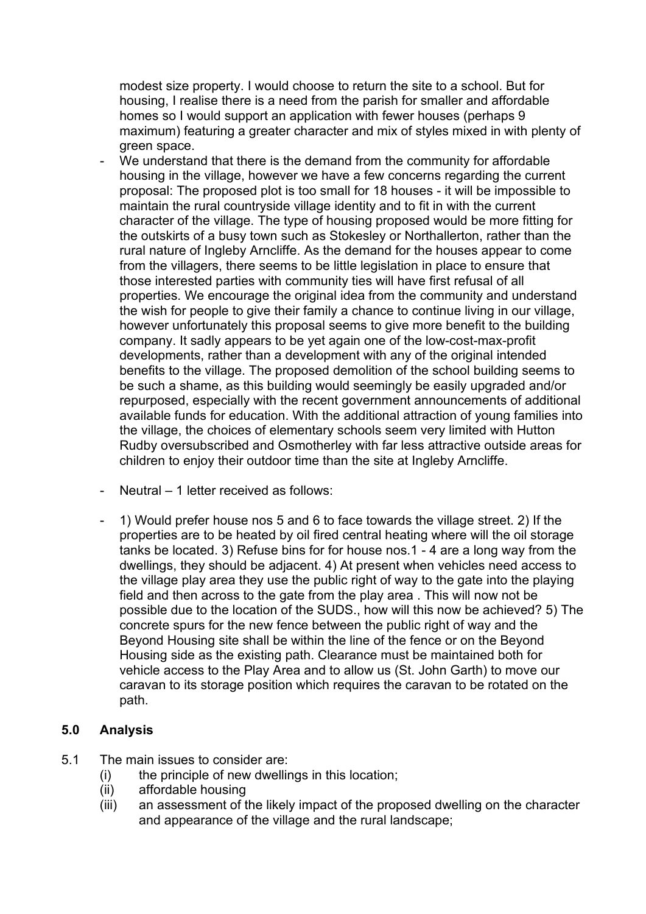modest size property. I would choose to return the site to a school. But for housing, I realise there is a need from the parish for smaller and affordable homes so I would support an application with fewer houses (perhaps 9 maximum) featuring a greater character and mix of styles mixed in with plenty of green space.

- We understand that there is the demand from the community for affordable housing in the village, however we have a few concerns regarding the current proposal: The proposed plot is too small for 18 houses - it will be impossible to maintain the rural countryside village identity and to fit in with the current character of the village. The type of housing proposed would be more fitting for the outskirts of a busy town such as Stokesley or Northallerton, rather than the rural nature of Ingleby Arncliffe. As the demand for the houses appear to come from the villagers, there seems to be little legislation in place to ensure that those interested parties with community ties will have first refusal of all properties. We encourage the original idea from the community and understand the wish for people to give their family a chance to continue living in our village, however unfortunately this proposal seems to give more benefit to the building company. It sadly appears to be yet again one of the low-cost-max-profit developments, rather than a development with any of the original intended benefits to the village. The proposed demolition of the school building seems to be such a shame, as this building would seemingly be easily upgraded and/or repurposed, especially with the recent government announcements of additional available funds for education. With the additional attraction of young families into the village, the choices of elementary schools seem very limited with Hutton Rudby oversubscribed and Osmotherley with far less attractive outside areas for children to enjoy their outdoor time than the site at Ingleby Arncliffe.

- Neutral – 1 letter received as follows:

- 1) Would prefer house nos 5 and 6 to face towards the village street. 2) If the properties are to be heated by oil fired central heating where will the oil storage tanks be located. 3) Refuse bins for for house nos.1 - 4 are a long way from the dwellings, they should be adjacent. 4) At present when vehicles need access to the village play area they use the public right of way to the gate into the playing field and then across to the gate from the play area . This will now not be possible due to the location of the SUDS., how will this now be achieved? 5) The concrete spurs for the new fence between the public right of way and the Beyond Housing site shall be within the line of the fence or on the Beyond Housing side as the existing path. Clearance must be maintained both for vehicle access to the Play Area and to allow us (St. John Garth) to move our caravan to its storage position which requires the caravan to be rotated on the path.

## 5.0 Analysis

5.1 The main issues to consider are:

(i) the principle of new dwellings in this location;
(ii) affordable housing
(iii) an assessment of the likely impact of the proposed dwelling on the character and appearance of the village and the rural landscape;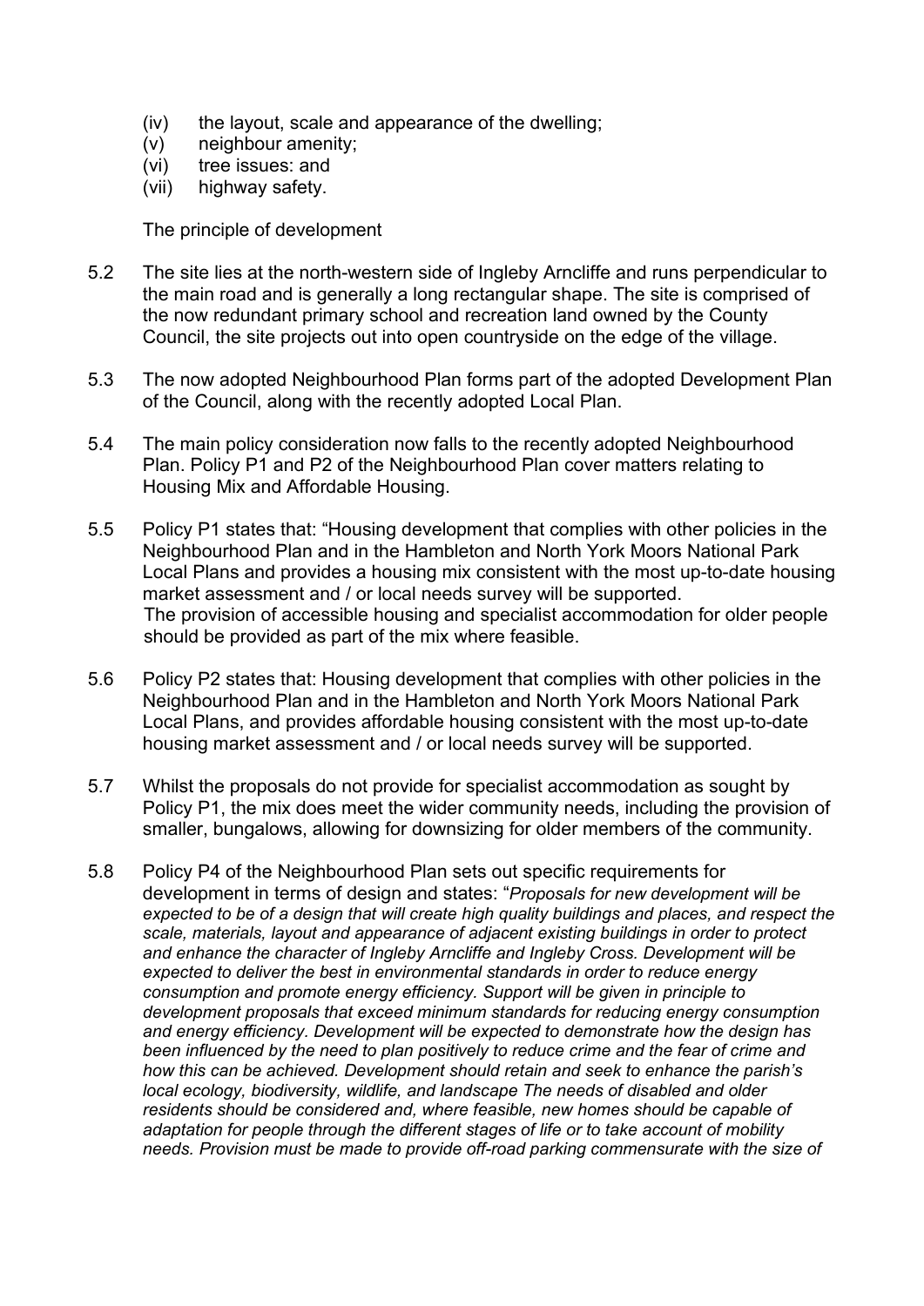(iv) the layout, scale and appearance of the dwelling;
(v) neighbour amenity;
(vi) tree issues: and
(vii) highway safety.

The principle of development

5.2 The site lies at the north-western side of Ingleby Arncliffe and runs perpendicular to the main road and is generally a long rectangular shape. The site is comprised of the now redundant primary school and recreation land owned by the County Council, the site projects out into open countryside on the edge of the village.

5.3 The now adopted Neighbourhood Plan forms part of the adopted Development Plan of the Council, along with the recently adopted Local Plan.

5.4 The main policy consideration now falls to the recently adopted Neighbourhood Plan. Policy P1 and P2 of the Neighbourhood Plan cover matters relating to Housing Mix and Affordable Housing.

5.5 Policy P1 states that: "Housing development that complies with other policies in the Neighbourhood Plan and in the Hambleton and North York Moors National Park Local Plans and provides a housing mix consistent with the most up-to-date housing market assessment and / or local needs survey will be supported.
The provision of accessible housing and specialist accommodation for older people should be provided as part of the mix where feasible.

5.6 Policy P2 states that: Housing development that complies with other policies in the Neighbourhood Plan and in the Hambleton and North York Moors National Park Local Plans, and provides affordable housing consistent with the most up-to-date housing market assessment and / or local needs survey will be supported.

5.7 Whilst the proposals do not provide for specialist accommodation as sought by Policy P1, the mix does meet the wider community needs, including the provision of smaller, bungalows, allowing for downsizing for older members of the community.

5.8 Policy P4 of the Neighbourhood Plan sets out specific requirements for development in terms of design and states: "*Proposals for new development will be expected to be of a design that will create high quality buildings and places, and respect the scale, materials, layout and appearance of adjacent existing buildings in order to protect and enhance the character of Ingleby Arncliffe and Ingleby Cross. Development will be expected to deliver the best in environmental standards in order to reduce energy consumption and promote energy efficiency. Support will be given in principle to development proposals that exceed minimum standards for reducing energy consumption and energy efficiency. Development will be expected to demonstrate how the design has been influenced by the need to plan positively to reduce crime and the fear of crime and how this can be achieved. Development should retain and seek to enhance the parish's local ecology, biodiversity, wildlife, and landscape The needs of disabled and older residents should be considered and, where feasible, new homes should be capable of adaptation for people through the different stages of life or to take account of mobility needs. Provision must be made to provide off-road parking commensurate with the size of*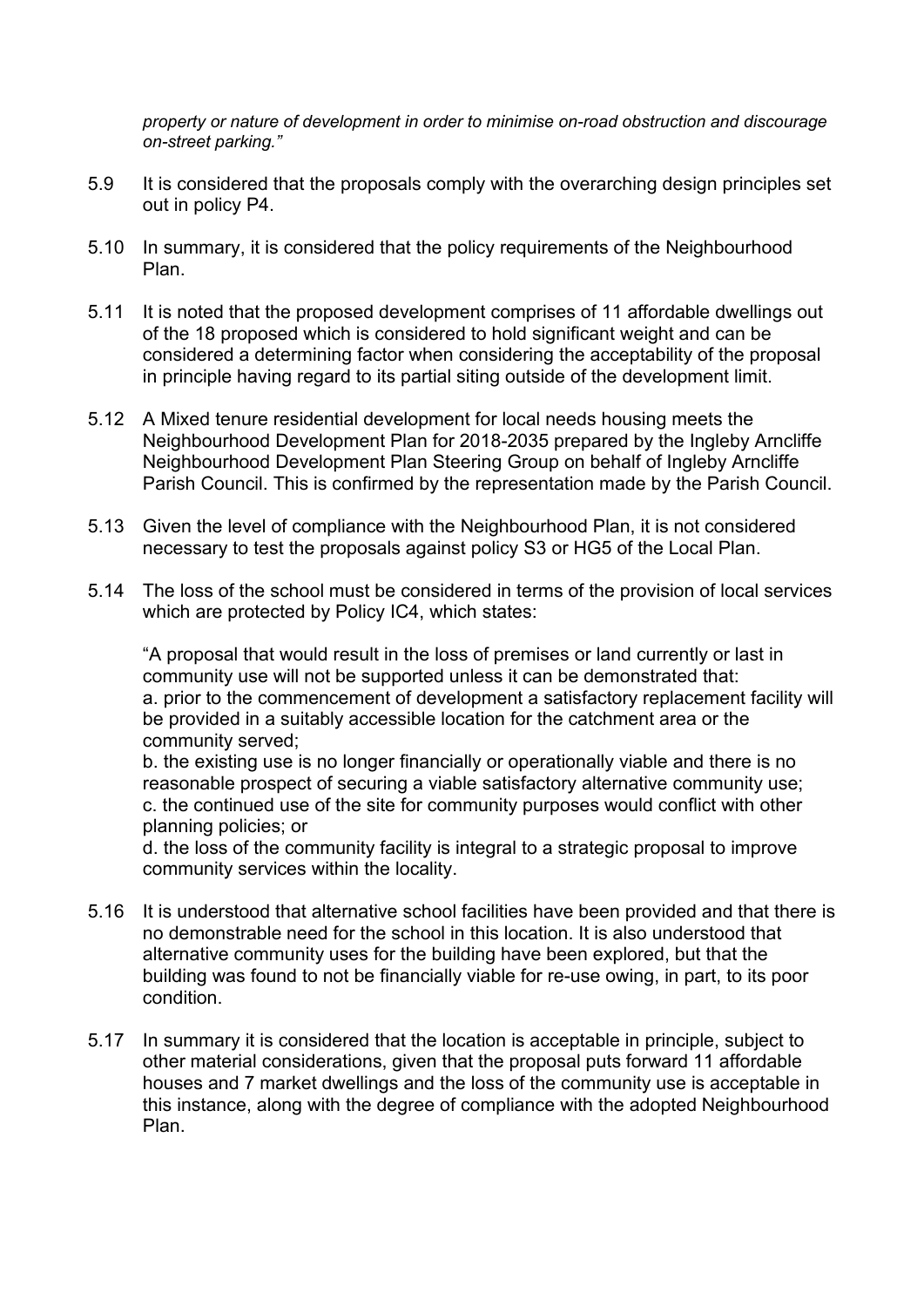*property or nature of development in order to minimise on-road obstruction and discourage on-street parking."*

5.9 It is considered that the proposals comply with the overarching design principles set out in policy P4.

5.10 In summary, it is considered that the policy requirements of the Neighbourhood Plan.

5.11 It is noted that the proposed development comprises of 11 affordable dwellings out of the 18 proposed which is considered to hold significant weight and can be considered a determining factor when considering the acceptability of the proposal in principle having regard to its partial siting outside of the development limit.

5.12 A Mixed tenure residential development for local needs housing meets the Neighbourhood Development Plan for 2018-2035 prepared by the Ingleby Arncliffe Neighbourhood Development Plan Steering Group on behalf of Ingleby Arncliffe Parish Council. This is confirmed by the representation made by the Parish Council.

5.13 Given the level of compliance with the Neighbourhood Plan, it is not considered necessary to test the proposals against policy S3 or HG5 of the Local Plan.

5.14 The loss of the school must be considered in terms of the provision of local services which are protected by Policy IC4, which states:

"A proposal that would result in the loss of premises or land currently or last in community use will not be supported unless it can be demonstrated that:
a. prior to the commencement of development a satisfactory replacement facility will be provided in a suitably accessible location for the catchment area or the community served;
b. the existing use is no longer financially or operationally viable and there is no reasonable prospect of securing a viable satisfactory alternative community use;
c. the continued use of the site for community purposes would conflict with other planning policies; or
d. the loss of the community facility is integral to a strategic proposal to improve community services within the locality.

5.16 It is understood that alternative school facilities have been provided and that there is no demonstrable need for the school in this location. It is also understood that alternative community uses for the building have been explored, but that the building was found to not be financially viable for re-use owing, in part, to its poor condition.

5.17 In summary it is considered that the location is acceptable in principle, subject to other material considerations, given that the proposal puts forward 11 affordable houses and 7 market dwellings and the loss of the community use is acceptable in this instance, along with the degree of compliance with the adopted Neighbourhood Plan.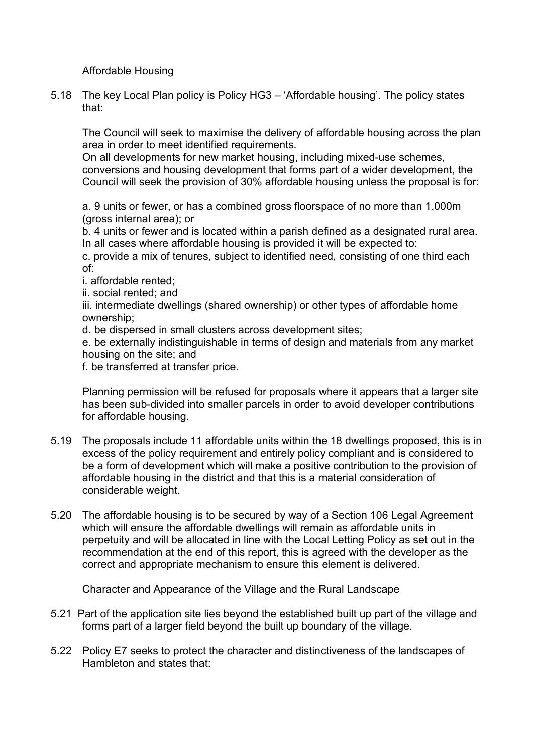### Affordable Housing

5.18 The key Local Plan policy is Policy HG3 – 'Affordable housing'. The policy states that:

The Council will seek to maximise the delivery of affordable housing across the plan area in order to meet identified requirements.
On all developments for new market housing, including mixed-use schemes, conversions and housing development that forms part of a wider development, the Council will seek the provision of 30% affordable housing unless the proposal is for:

a. 9 units or fewer, or has a combined gross floorspace of no more than 1,000m (gross internal area); or
b. 4 units or fewer and is located within a parish defined as a designated rural area.
In all cases where affordable housing is provided it will be expected to:
c. provide a mix of tenures, subject to identified need, consisting of one third each of:
i. affordable rented;
ii. social rented; and
iii. intermediate dwellings (shared ownership) or other types of affordable home ownership;
d. be dispersed in small clusters across development sites;
e. be externally indistinguishable in terms of design and materials from any market housing on the site; and
f. be transferred at transfer price.

Planning permission will be refused for proposals where it appears that a larger site has been sub-divided into smaller parcels in order to avoid developer contributions for affordable housing.

5.19 The proposals include 11 affordable units within the 18 dwellings proposed, this is in excess of the policy requirement and entirely policy compliant and is considered to be a form of development which will make a positive contribution to the provision of affordable housing in the district and that this is a material consideration of considerable weight.

5.20 The affordable housing is to be secured by way of a Section 106 Legal Agreement which will ensure the affordable dwellings will remain as affordable units in perpetuity and will be allocated in line with the Local Letting Policy as set out in the recommendation at the end of this report, this is agreed with the developer as the correct and appropriate mechanism to ensure this element is delivered.

### Character and Appearance of the Village and the Rural Landscape

5.21 Part of the application site lies beyond the established built up part of the village and forms part of a larger field beyond the built up boundary of the village.

5.22 Policy E7 seeks to protect the character and distinctiveness of the landscapes of Hambleton and states that: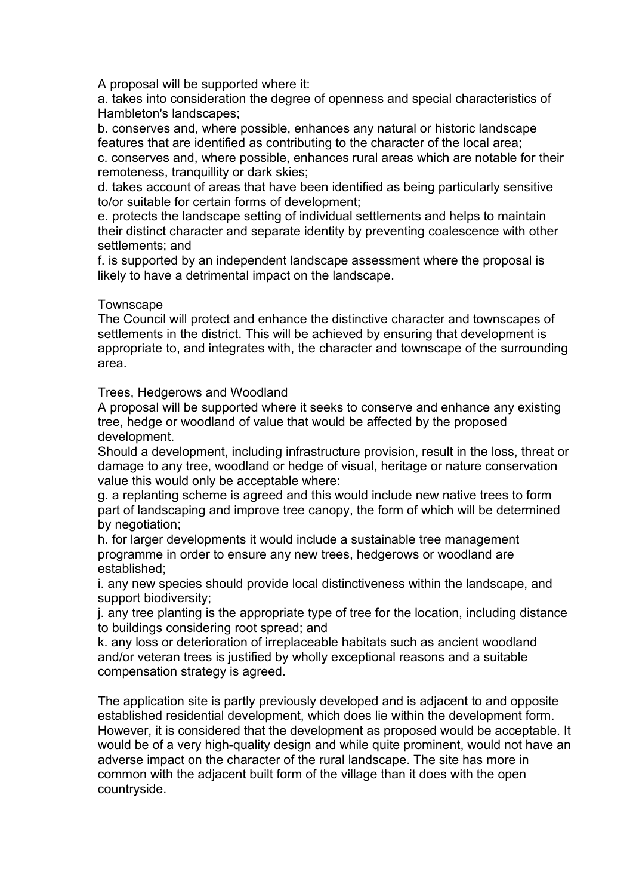A proposal will be supported where it:

a. takes into consideration the degree of openness and special characteristics of Hambleton's landscapes;

b. conserves and, where possible, enhances any natural or historic landscape features that are identified as contributing to the character of the local area;

c. conserves and, where possible, enhances rural areas which are notable for their remoteness, tranquillity or dark skies;

d. takes account of areas that have been identified as being particularly sensitive to/or suitable for certain forms of development;

e. protects the landscape setting of individual settlements and helps to maintain their distinct character and separate identity by preventing coalescence with other settlements; and

f. is supported by an independent landscape assessment where the proposal is likely to have a detrimental impact on the landscape.

Townscape

The Council will protect and enhance the distinctive character and townscapes of settlements in the district. This will be achieved by ensuring that development is appropriate to, and integrates with, the character and townscape of the surrounding area.

Trees, Hedgerows and Woodland

A proposal will be supported where it seeks to conserve and enhance any existing tree, hedge or woodland of value that would be affected by the proposed development.

Should a development, including infrastructure provision, result in the loss, threat or damage to any tree, woodland or hedge of visual, heritage or nature conservation value this would only be acceptable where:

g. a replanting scheme is agreed and this would include new native trees to form part of landscaping and improve tree canopy, the form of which will be determined by negotiation;

h. for larger developments it would include a sustainable tree management programme in order to ensure any new trees, hedgerows or woodland are established;

i. any new species should provide local distinctiveness within the landscape, and support biodiversity;

j. any tree planting is the appropriate type of tree for the location, including distance to buildings considering root spread; and

k. any loss or deterioration of irreplaceable habitats such as ancient woodland and/or veteran trees is justified by wholly exceptional reasons and a suitable compensation strategy is agreed.

The application site is partly previously developed and is adjacent to and opposite established residential development, which does lie within the development form. However, it is considered that the development as proposed would be acceptable. It would be of a very high-quality design and while quite prominent, would not have an adverse impact on the character of the rural landscape. The site has more in common with the adjacent built form of the village than it does with the open countryside.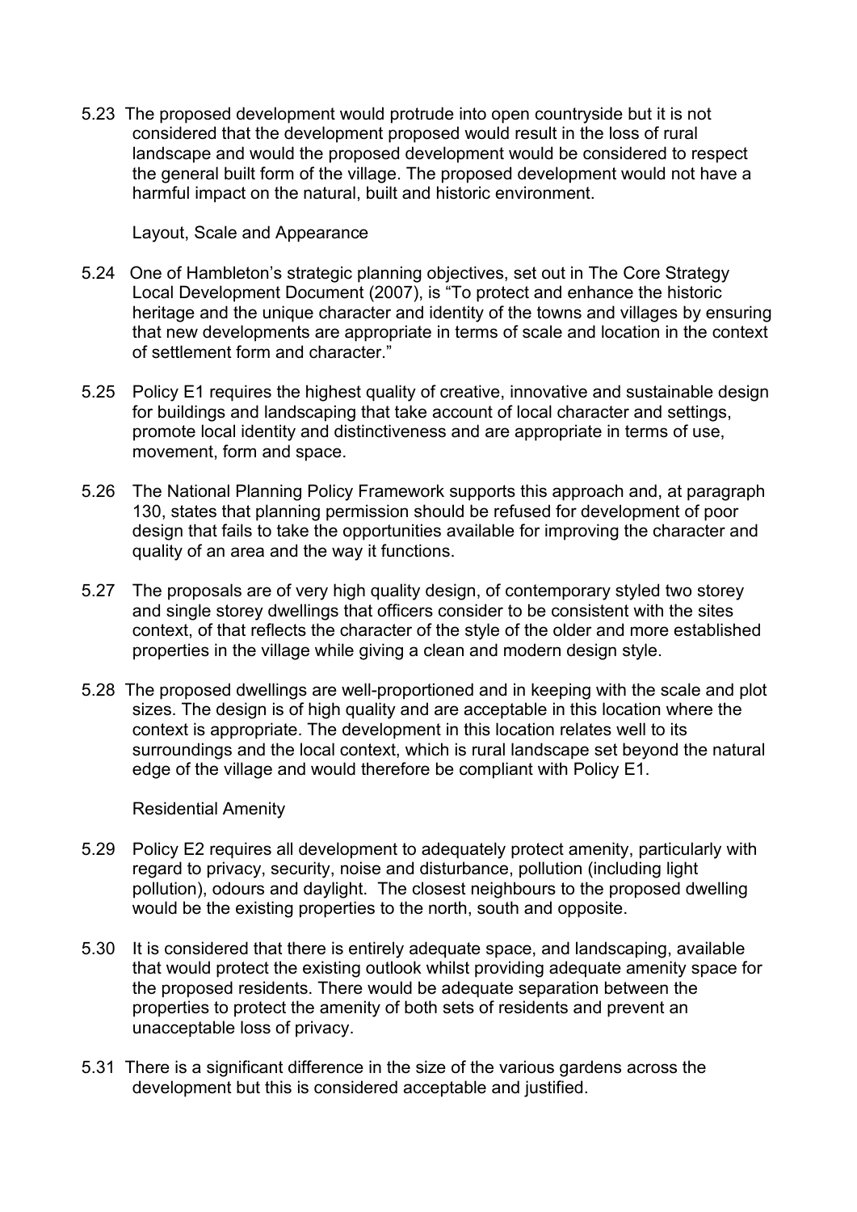5.23 The proposed development would protrude into open countryside but it is not considered that the development proposed would result in the loss of rural landscape and would the proposed development would be considered to respect the general built form of the village. The proposed development would not have a harmful impact on the natural, built and historic environment.

Layout, Scale and Appearance

5.24 One of Hambleton's strategic planning objectives, set out in The Core Strategy Local Development Document (2007), is "To protect and enhance the historic heritage and the unique character and identity of the towns and villages by ensuring that new developments are appropriate in terms of scale and location in the context of settlement form and character."

5.25 Policy E1 requires the highest quality of creative, innovative and sustainable design for buildings and landscaping that take account of local character and settings, promote local identity and distinctiveness and are appropriate in terms of use, movement, form and space.

5.26 The National Planning Policy Framework supports this approach and, at paragraph 130, states that planning permission should be refused for development of poor design that fails to take the opportunities available for improving the character and quality of an area and the way it functions.

5.27 The proposals are of very high quality design, of contemporary styled two storey and single storey dwellings that officers consider to be consistent with the sites context, of that reflects the character of the style of the older and more established properties in the village while giving a clean and modern design style.

5.28 The proposed dwellings are well-proportioned and in keeping with the scale and plot sizes. The design is of high quality and are acceptable in this location where the context is appropriate. The development in this location relates well to its surroundings and the local context, which is rural landscape set beyond the natural edge of the village and would therefore be compliant with Policy E1.

Residential Amenity

5.29 Policy E2 requires all development to adequately protect amenity, particularly with regard to privacy, security, noise and disturbance, pollution (including light pollution), odours and daylight. The closest neighbours to the proposed dwelling would be the existing properties to the north, south and opposite.

5.30 It is considered that there is entirely adequate space, and landscaping, available that would protect the existing outlook whilst providing adequate amenity space for the proposed residents. There would be adequate separation between the properties to protect the amenity of both sets of residents and prevent an unacceptable loss of privacy.

5.31 There is a significant difference in the size of the various gardens across the development but this is considered acceptable and justified.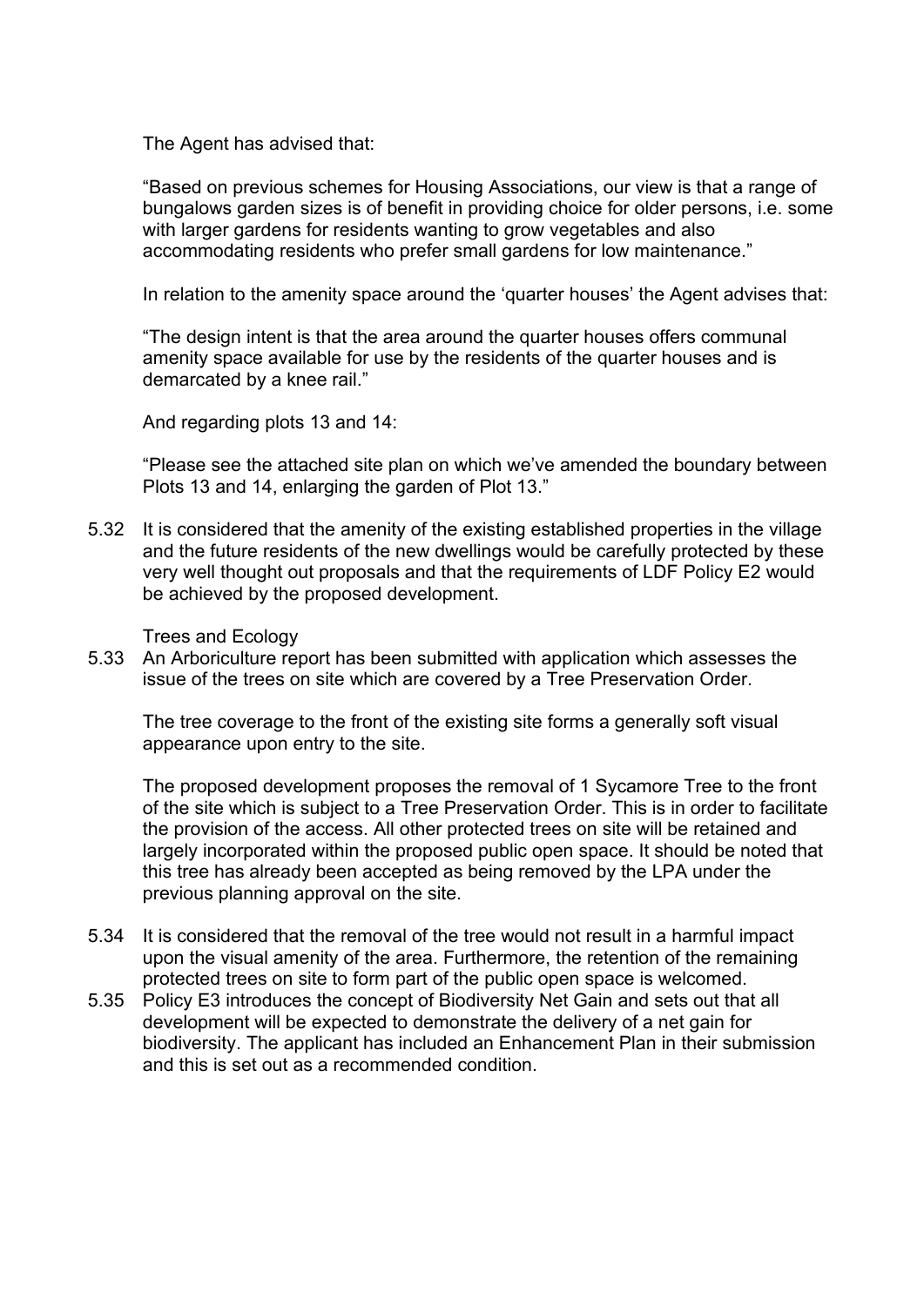The Agent has advised that:

"Based on previous schemes for Housing Associations, our view is that a range of bungalows garden sizes is of benefit in providing choice for older persons, i.e. some with larger gardens for residents wanting to grow vegetables and also accommodating residents who prefer small gardens for low maintenance."

In relation to the amenity space around the 'quarter houses' the Agent advises that:

"The design intent is that the area around the quarter houses offers communal amenity space available for use by the residents of the quarter houses and is demarcated by a knee rail."

And regarding plots 13 and 14:

"Please see the attached site plan on which we've amended the boundary between Plots 13 and 14, enlarging the garden of Plot 13."

5.32 It is considered that the amenity of the existing established properties in the village and the future residents of the new dwellings would be carefully protected by these very well thought out proposals and that the requirements of LDF Policy E2 would be achieved by the proposed development.

Trees and Ecology

5.33 An Arboriculture report has been submitted with application which assesses the issue of the trees on site which are covered by a Tree Preservation Order.

The tree coverage to the front of the existing site forms a generally soft visual appearance upon entry to the site.

The proposed development proposes the removal of 1 Sycamore Tree to the front of the site which is subject to a Tree Preservation Order. This is in order to facilitate the provision of the access. All other protected trees on site will be retained and largely incorporated within the proposed public open space. It should be noted that this tree has already been accepted as being removed by the LPA under the previous planning approval on the site.

5.34 It is considered that the removal of the tree would not result in a harmful impact upon the visual amenity of the area. Furthermore, the retention of the remaining protected trees on site to form part of the public open space is welcomed.

5.35 Policy E3 introduces the concept of Biodiversity Net Gain and sets out that all development will be expected to demonstrate the delivery of a net gain for biodiversity. The applicant has included an Enhancement Plan in their submission and this is set out as a recommended condition.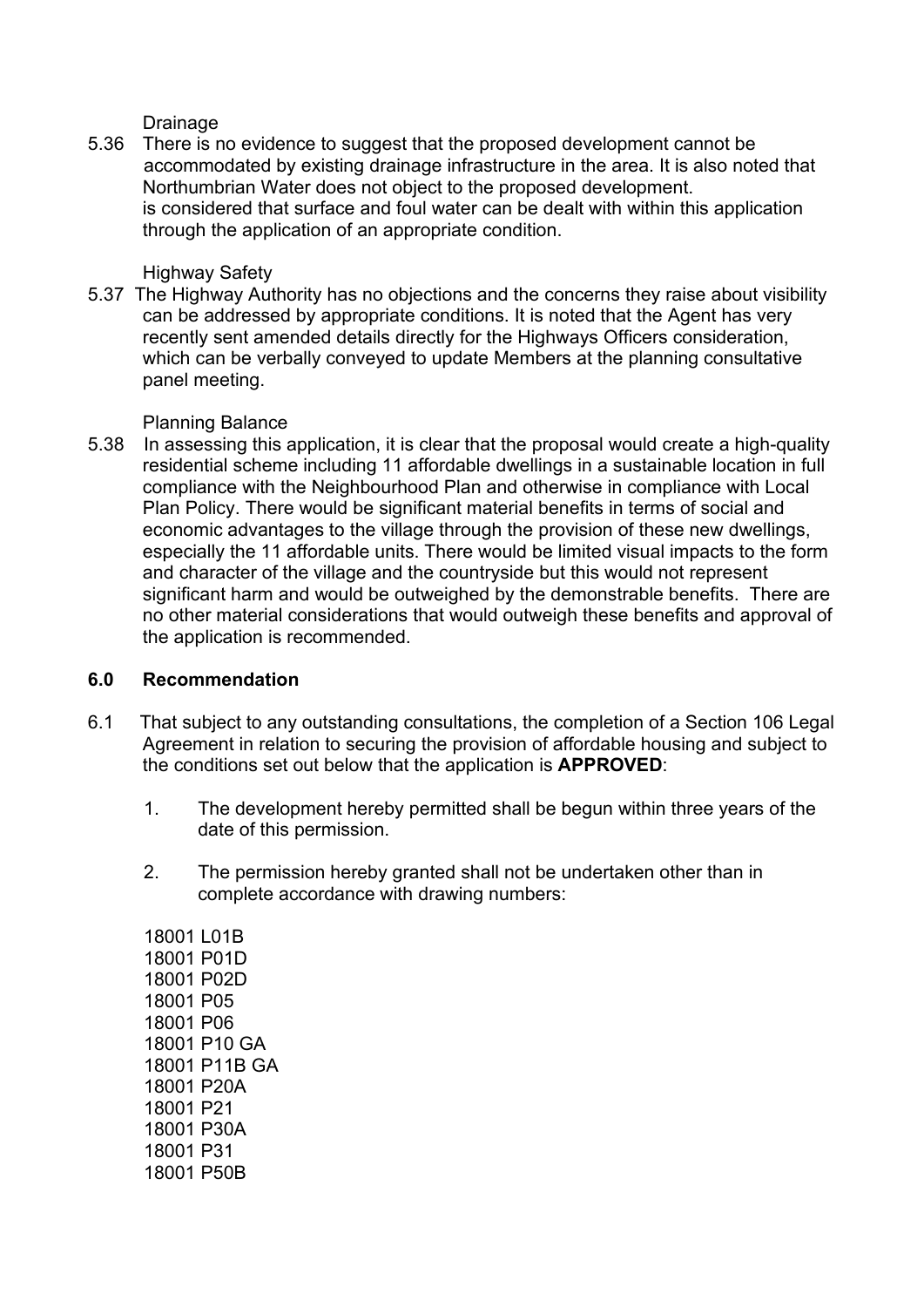Drainage

5.36 There is no evidence to suggest that the proposed development cannot be accommodated by existing drainage infrastructure in the area. It is also noted that Northumbrian Water does not object to the proposed development. is considered that surface and foul water can be dealt with within this application through the application of an appropriate condition.

Highway Safety

5.37 The Highway Authority has no objections and the concerns they raise about visibility can be addressed by appropriate conditions. It is noted that the Agent has very recently sent amended details directly for the Highways Officers consideration, which can be verbally conveyed to update Members at the planning consultative panel meeting.

Planning Balance

5.38 In assessing this application, it is clear that the proposal would create a high-quality residential scheme including 11 affordable dwellings in a sustainable location in full compliance with the Neighbourhood Plan and otherwise in compliance with Local Plan Policy. There would be significant material benefits in terms of social and economic advantages to the village through the provision of these new dwellings, especially the 11 affordable units. There would be limited visual impacts to the form and character of the village and the countryside but this would not represent significant harm and would be outweighed by the demonstrable benefits. There are no other material considerations that would outweigh these benefits and approval of the application is recommended.

## 6.0 Recommendation

6.1 That subject to any outstanding consultations, the completion of a Section 106 Legal Agreement in relation to securing the provision of affordable housing and subject to the conditions set out below that the application is **APPROVED**:

1. The development hereby permitted shall be begun within three years of the date of this permission.

2. The permission hereby granted shall not be undertaken other than in complete accordance with drawing numbers:

18001 L01B
18001 P01D
18001 P02D
18001 P05
18001 P06
18001 P10 GA
18001 P11B GA
18001 P20A
18001 P21
18001 P30A
18001 P31
18001 P50B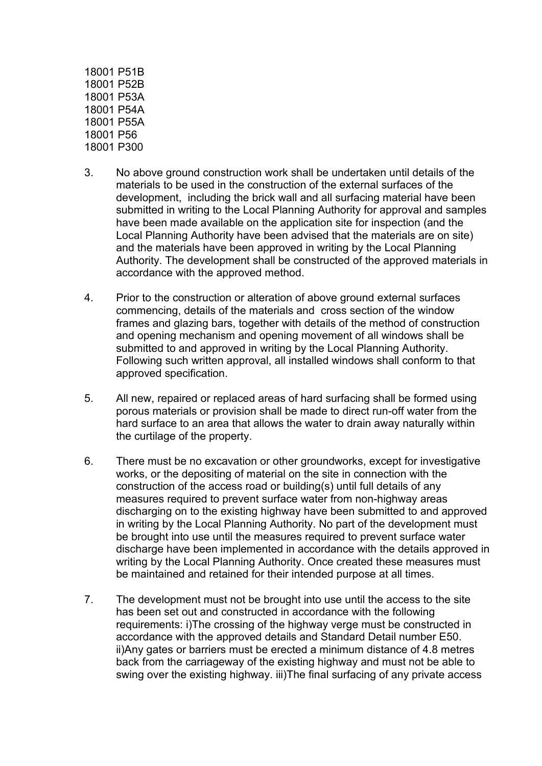18001 P51B
18001 P52B
18001 P53A
18001 P54A
18001 P55A
18001 P56
18001 P300

3. No above ground construction work shall be undertaken until details of the materials to be used in the construction of the external surfaces of the development, including the brick wall and all surfacing material have been submitted in writing to the Local Planning Authority for approval and samples have been made available on the application site for inspection (and the Local Planning Authority have been advised that the materials are on site) and the materials have been approved in writing by the Local Planning Authority. The development shall be constructed of the approved materials in accordance with the approved method.

4. Prior to the construction or alteration of above ground external surfaces commencing, details of the materials and cross section of the window frames and glazing bars, together with details of the method of construction and opening mechanism and opening movement of all windows shall be submitted to and approved in writing by the Local Planning Authority. Following such written approval, all installed windows shall conform to that approved specification.

5. All new, repaired or replaced areas of hard surfacing shall be formed using porous materials or provision shall be made to direct run-off water from the hard surface to an area that allows the water to drain away naturally within the curtilage of the property.

6. There must be no excavation or other groundworks, except for investigative works, or the depositing of material on the site in connection with the construction of the access road or building(s) until full details of any measures required to prevent surface water from non-highway areas discharging on to the existing highway have been submitted to and approved in writing by the Local Planning Authority. No part of the development must be brought into use until the measures required to prevent surface water discharge have been implemented in accordance with the details approved in writing by the Local Planning Authority. Once created these measures must be maintained and retained for their intended purpose at all times.

7. The development must not be brought into use until the access to the site has been set out and constructed in accordance with the following requirements: i)The crossing of the highway verge must be constructed in accordance with the approved details and Standard Detail number E50. ii)Any gates or barriers must be erected a minimum distance of 4.8 metres back from the carriageway of the existing highway and must not be able to swing over the existing highway. iii)The final surfacing of any private access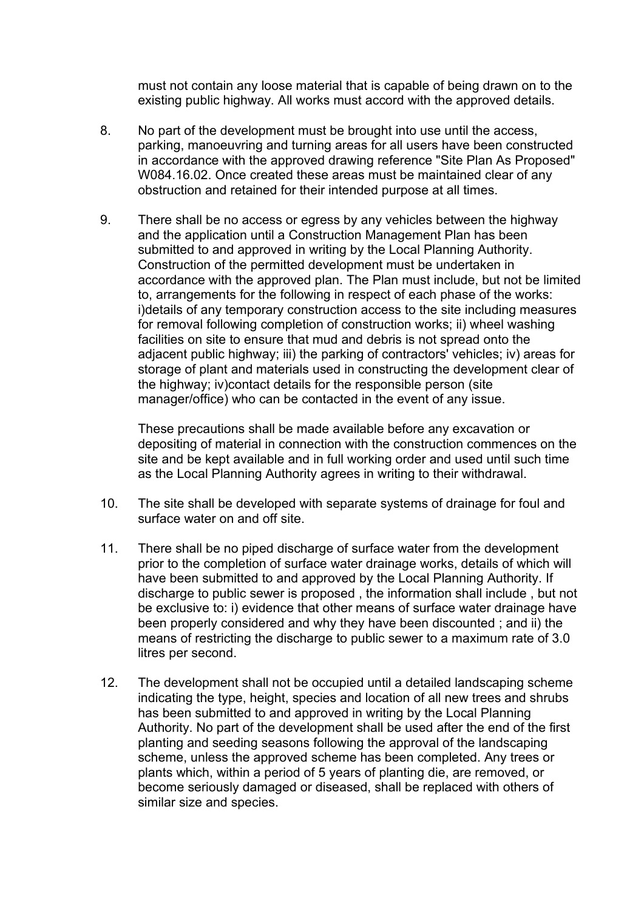must not contain any loose material that is capable of being drawn on to the existing public highway. All works must accord with the approved details.

8. No part of the development must be brought into use until the access, parking, manoeuvring and turning areas for all users have been constructed in accordance with the approved drawing reference "Site Plan As Proposed" W084.16.02. Once created these areas must be maintained clear of any obstruction and retained for their intended purpose at all times.

9. There shall be no access or egress by any vehicles between the highway and the application until a Construction Management Plan has been submitted to and approved in writing by the Local Planning Authority. Construction of the permitted development must be undertaken in accordance with the approved plan. The Plan must include, but not be limited to, arrangements for the following in respect of each phase of the works: i)details of any temporary construction access to the site including measures for removal following completion of construction works; ii) wheel washing facilities on site to ensure that mud and debris is not spread onto the adjacent public highway; iii) the parking of contractors' vehicles; iv) areas for storage of plant and materials used in constructing the development clear of the highway; iv)contact details for the responsible person (site manager/office) who can be contacted in the event of any issue.

   These precautions shall be made available before any excavation or depositing of material in connection with the construction commences on the site and be kept available and in full working order and used until such time as the Local Planning Authority agrees in writing to their withdrawal.

10. The site shall be developed with separate systems of drainage for foul and surface water on and off site.

11. There shall be no piped discharge of surface water from the development prior to the completion of surface water drainage works, details of which will have been submitted to and approved by the Local Planning Authority. If discharge to public sewer is proposed , the information shall include , but not be exclusive to: i) evidence that other means of surface water drainage have been properly considered and why they have been discounted ; and ii) the means of restricting the discharge to public sewer to a maximum rate of 3.0 litres per second.

12. The development shall not be occupied until a detailed landscaping scheme indicating the type, height, species and location of all new trees and shrubs has been submitted to and approved in writing by the Local Planning Authority. No part of the development shall be used after the end of the first planting and seeding seasons following the approval of the landscaping scheme, unless the approved scheme has been completed. Any trees or plants which, within a period of 5 years of planting die, are removed, or become seriously damaged or diseased, shall be replaced with others of similar size and species.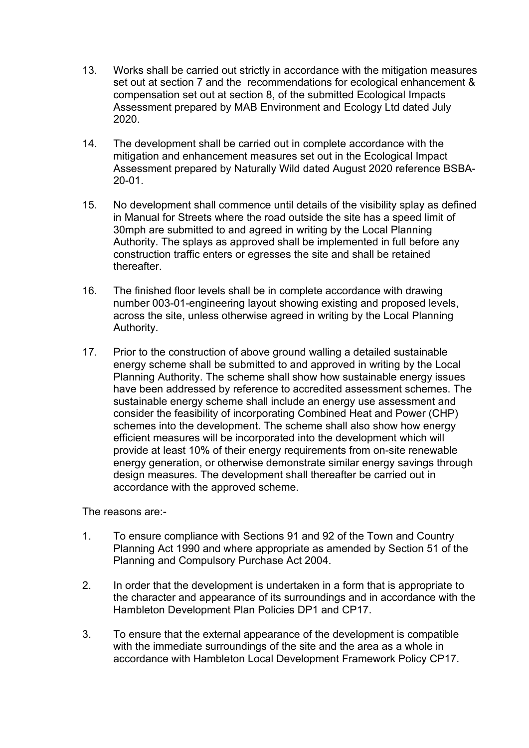13. Works shall be carried out strictly in accordance with the mitigation measures set out at section 7 and the recommendations for ecological enhancement & compensation set out at section 8, of the submitted Ecological Impacts Assessment prepared by MAB Environment and Ecology Ltd dated July 2020.

14. The development shall be carried out in complete accordance with the mitigation and enhancement measures set out in the Ecological Impact Assessment prepared by Naturally Wild dated August 2020 reference BSBA-20-01.

15. No development shall commence until details of the visibility splay as defined in Manual for Streets where the road outside the site has a speed limit of 30mph are submitted to and agreed in writing by the Local Planning Authority. The splays as approved shall be implemented in full before any construction traffic enters or egresses the site and shall be retained thereafter.

16. The finished floor levels shall be in complete accordance with drawing number 003-01-engineering layout showing existing and proposed levels, across the site, unless otherwise agreed in writing by the Local Planning Authority.

17. Prior to the construction of above ground walling a detailed sustainable energy scheme shall be submitted to and approved in writing by the Local Planning Authority. The scheme shall show how sustainable energy issues have been addressed by reference to accredited assessment schemes. The sustainable energy scheme shall include an energy use assessment and consider the feasibility of incorporating Combined Heat and Power (CHP) schemes into the development. The scheme shall also show how energy efficient measures will be incorporated into the development which will provide at least 10% of their energy requirements from on-site renewable energy generation, or otherwise demonstrate similar energy savings through design measures. The development shall thereafter be carried out in accordance with the approved scheme.

The reasons are:-

1. To ensure compliance with Sections 91 and 92 of the Town and Country Planning Act 1990 and where appropriate as amended by Section 51 of the Planning and Compulsory Purchase Act 2004.

2. In order that the development is undertaken in a form that is appropriate to the character and appearance of its surroundings and in accordance with the Hambleton Development Plan Policies DP1 and CP17.

3. To ensure that the external appearance of the development is compatible with the immediate surroundings of the site and the area as a whole in accordance with Hambleton Local Development Framework Policy CP17.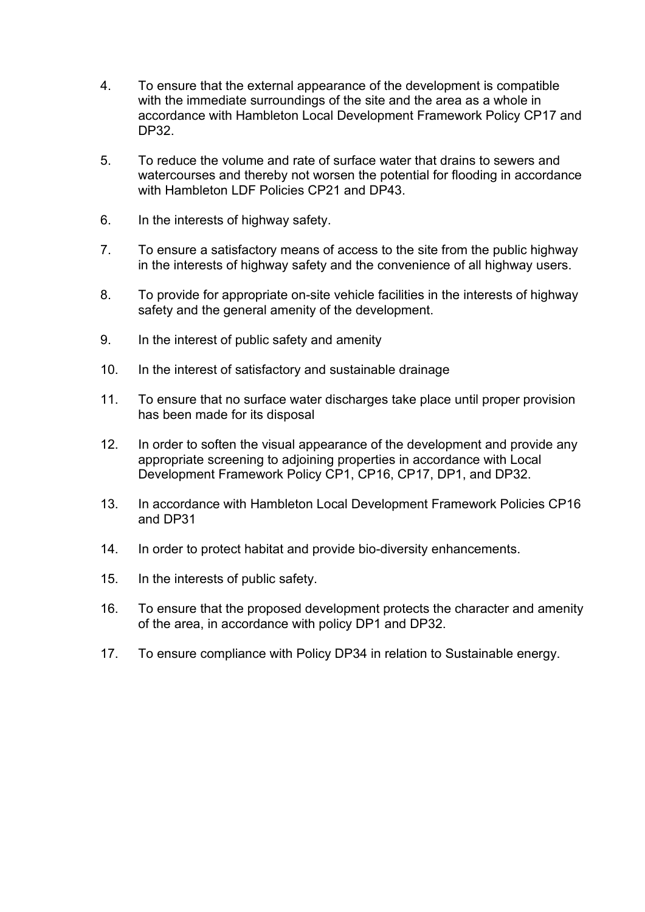4. To ensure that the external appearance of the development is compatible with the immediate surroundings of the site and the area as a whole in accordance with Hambleton Local Development Framework Policy CP17 and DP32.

5. To reduce the volume and rate of surface water that drains to sewers and watercourses and thereby not worsen the potential for flooding in accordance with Hambleton LDF Policies CP21 and DP43.

6. In the interests of highway safety.

7. To ensure a satisfactory means of access to the site from the public highway in the interests of highway safety and the convenience of all highway users.

8. To provide for appropriate on-site vehicle facilities in the interests of highway safety and the general amenity of the development.

9. In the interest of public safety and amenity

10. In the interest of satisfactory and sustainable drainage

11. To ensure that no surface water discharges take place until proper provision has been made for its disposal

12. In order to soften the visual appearance of the development and provide any appropriate screening to adjoining properties in accordance with Local Development Framework Policy CP1, CP16, CP17, DP1, and DP32.

13. In accordance with Hambleton Local Development Framework Policies CP16 and DP31

14. In order to protect habitat and provide bio-diversity enhancements.

15. In the interests of public safety.

16. To ensure that the proposed development protects the character and amenity of the area, in accordance with policy DP1 and DP32.

17. To ensure compliance with Policy DP34 in relation to Sustainable energy.